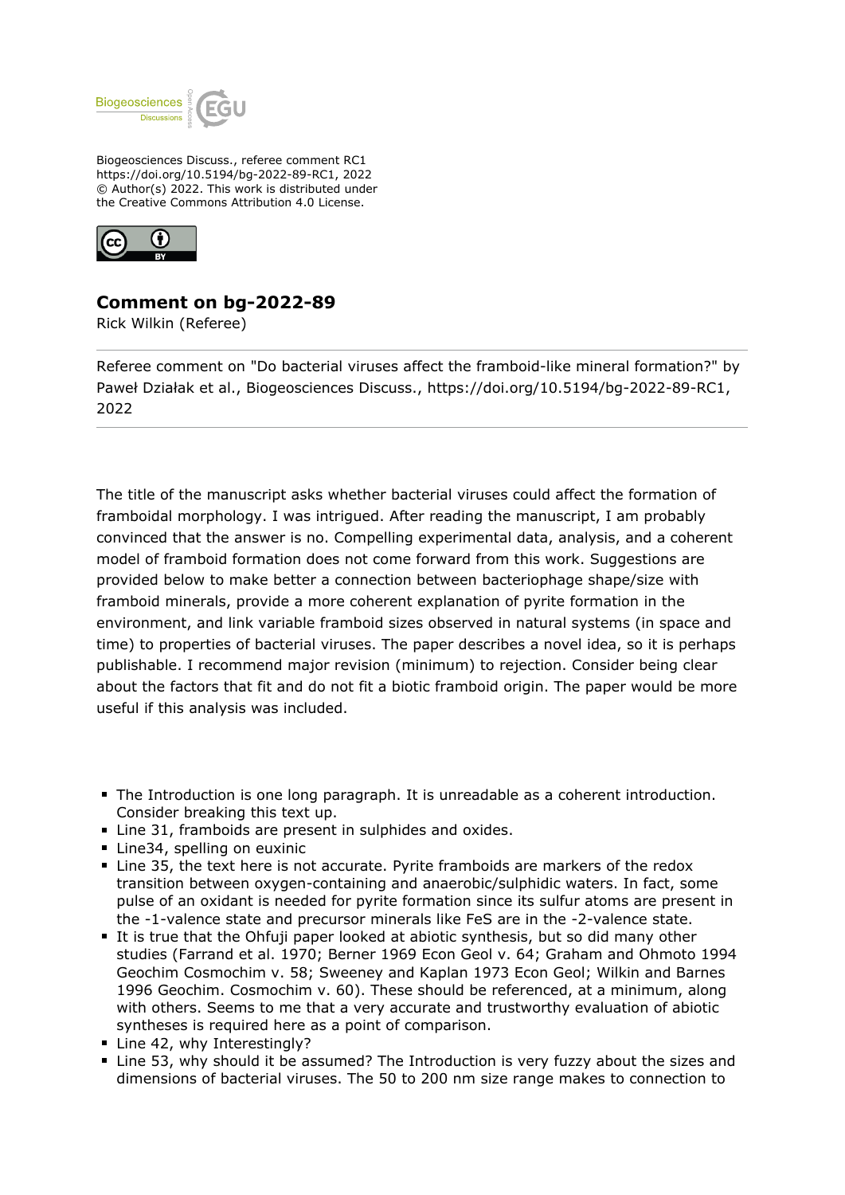Biogeosciences Discuss., referee comment RC1
https://doi.org/10.5194/bg-2022-89-RC1, 2022
© Author(s) 2022. This work is distributed under
the Creative Commons Attribution 4.0 License.

## Comment on bg-2022-89

Rick Wilkin (Referee)

Referee comment on "Do bacterial viruses affect the framboid-like mineral formation?" by Paweł Działak et al., Biogeosciences Discuss., https://doi.org/10.5194/bg-2022-89-RC1, 2022

---

The title of the manuscript asks whether bacterial viruses could affect the formation of framboidal morphology. I was intrigued. After reading the manuscript, I am probably convinced that the answer is no. Compelling experimental data, analysis, and a coherent model of framboid formation does not come forward from this work. Suggestions are provided below to make better a connection between bacteriophage shape/size with framboid minerals, provide a more coherent explanation of pyrite formation in the environment, and link variable framboid sizes observed in natural systems (in space and time) to properties of bacterial viruses. The paper describes a novel idea, so it is perhaps publishable. I recommend major revision (minimum) to rejection. Consider being clear about the factors that fit and do not fit a biotic framboid origin. The paper would be more useful if this analysis was included.

- The Introduction is one long paragraph. It is unreadable as a coherent introduction. Consider breaking this text up.
- Line 31, framboids are present in sulphides and oxides.
- Line34, spelling on euxinic
- Line 35, the text here is not accurate. Pyrite framboids are markers of the redox transition between oxygen-containing and anaerobic/sulphidic waters. In fact, some pulse of an oxidant is needed for pyrite formation since its sulfur atoms are present in the -1-valence state and precursor minerals like FeS are in the -2-valence state.
- It is true that the Ohfuji paper looked at abiotic synthesis, but so did many other studies (Farrand et al. 1970; Berner 1969 Econ Geol v. 64; Graham and Ohmoto 1994 Geochim Cosmochim v. 58; Sweeney and Kaplan 1973 Econ Geol; Wilkin and Barnes 1996 Geochim. Cosmochim v. 60). These should be referenced, at a minimum, along with others. Seems to me that a very accurate and trustworthy evaluation of abiotic syntheses is required here as a point of comparison.
- Line 42, why Interestingly?
- Line 53, why should it be assumed? The Introduction is very fuzzy about the sizes and dimensions of bacterial viruses. The 50 to 200 nm size range makes to connection to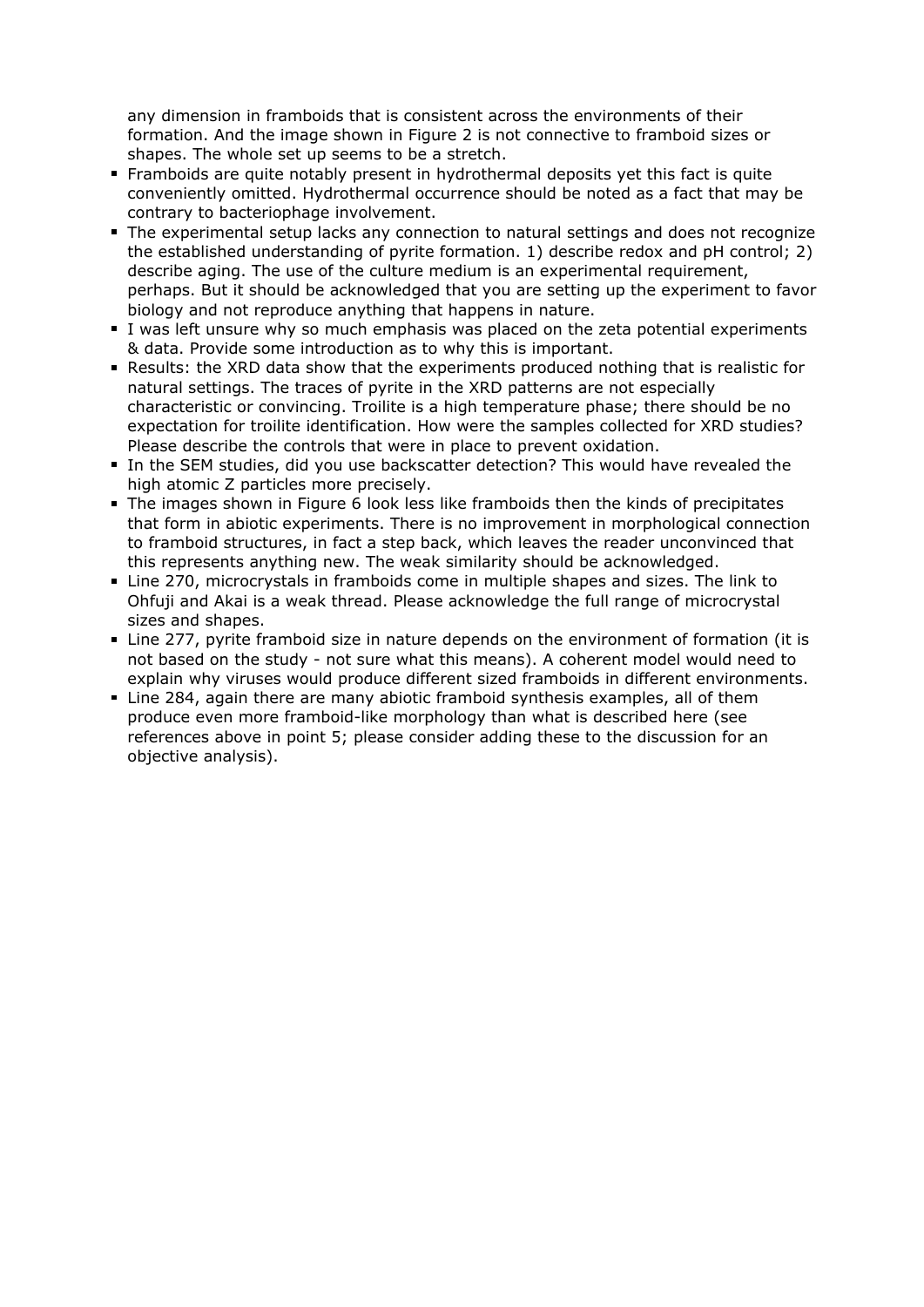any dimension in framboids that is consistent across the environments of their formation. And the image shown in Figure 2 is not connective to framboid sizes or shapes. The whole set up seems to be a stretch.

- Framboids are quite notably present in hydrothermal deposits yet this fact is quite conveniently omitted. Hydrothermal occurrence should be noted as a fact that may be contrary to bacteriophage involvement.
- The experimental setup lacks any connection to natural settings and does not recognize the established understanding of pyrite formation. 1) describe redox and pH control; 2) describe aging. The use of the culture medium is an experimental requirement, perhaps. But it should be acknowledged that you are setting up the experiment to favor biology and not reproduce anything that happens in nature.
- I was left unsure why so much emphasis was placed on the zeta potential experiments & data. Provide some introduction as to why this is important.
- Results: the XRD data show that the experiments produced nothing that is realistic for natural settings. The traces of pyrite in the XRD patterns are not especially characteristic or convincing. Troilite is a high temperature phase; there should be no expectation for troilite identification. How were the samples collected for XRD studies? Please describe the controls that were in place to prevent oxidation.
- In the SEM studies, did you use backscatter detection? This would have revealed the high atomic Z particles more precisely.
- The images shown in Figure 6 look less like framboids then the kinds of precipitates that form in abiotic experiments. There is no improvement in morphological connection to framboid structures, in fact a step back, which leaves the reader unconvinced that this represents anything new. The weak similarity should be acknowledged.
- Line 270, microcrystals in framboids come in multiple shapes and sizes. The link to Ohfuji and Akai is a weak thread. Please acknowledge the full range of microcrystal sizes and shapes.
- Line 277, pyrite framboid size in nature depends on the environment of formation (it is not based on the study - not sure what this means). A coherent model would need to explain why viruses would produce different sized framboids in different environments.
- Line 284, again there are many abiotic framboid synthesis examples, all of them produce even more framboid-like morphology than what is described here (see references above in point 5; please consider adding these to the discussion for an objective analysis).